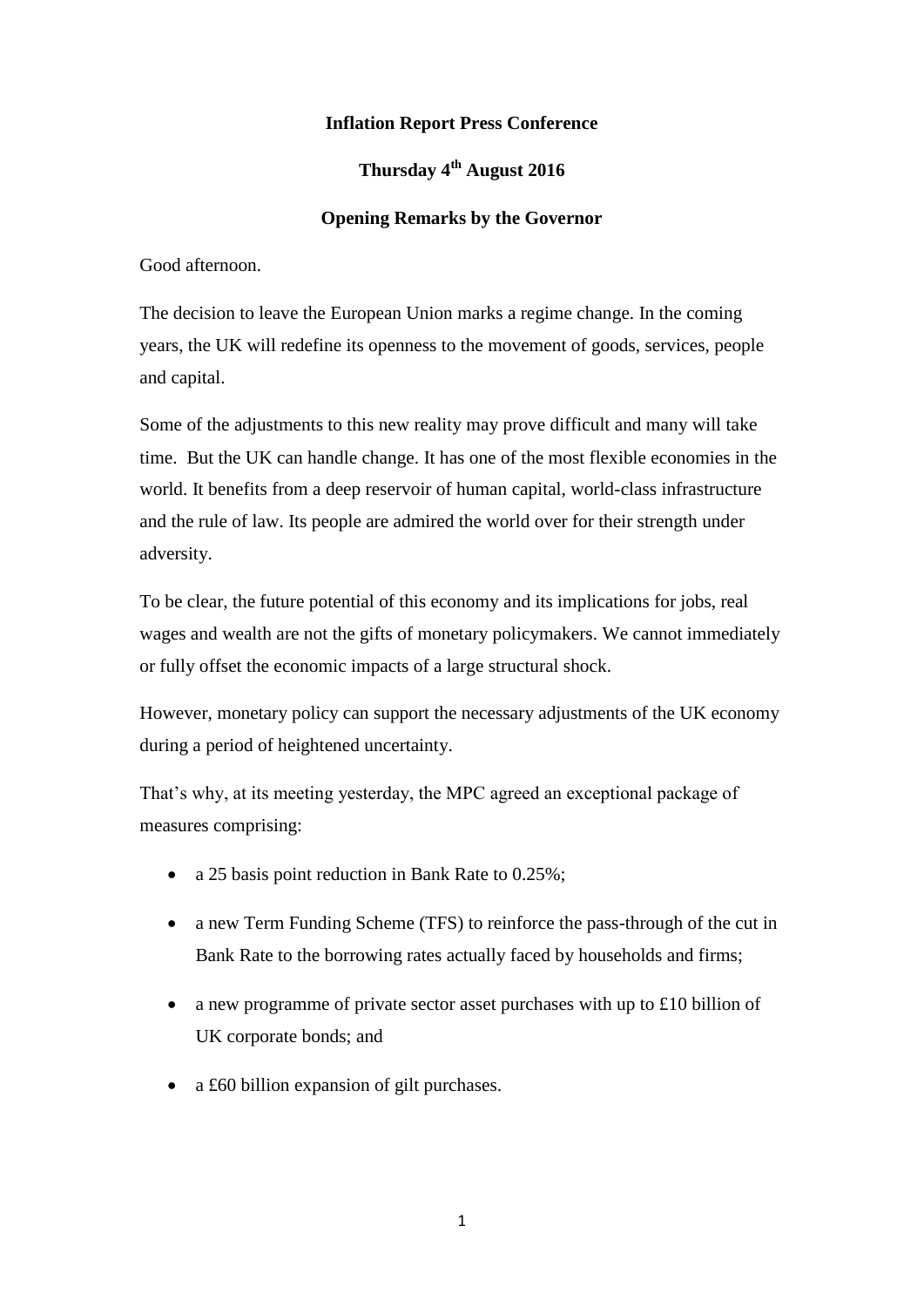**Inflation Report Press Conference**

**Thursday 4th August 2016**

**Opening Remarks by the Governor**

Good afternoon.

The decision to leave the European Union marks a regime change. In the coming years, the UK will redefine its openness to the movement of goods, services, people and capital.

Some of the adjustments to this new reality may prove difficult and many will take time. But the UK can handle change. It has one of the most flexible economies in the world. It benefits from a deep reservoir of human capital, world-class infrastructure and the rule of law. Its people are admired the world over for their strength under adversity.

To be clear, the future potential of this economy and its implications for jobs, real wages and wealth are not the gifts of monetary policymakers. We cannot immediately or fully offset the economic impacts of a large structural shock.

However, monetary policy can support the necessary adjustments of the UK economy during a period of heightened uncertainty.

That's why, at its meeting yesterday, the MPC agreed an exceptional package of measures comprising:

- a 25 basis point reduction in Bank Rate to 0.25%;
- a new Term Funding Scheme (TFS) to reinforce the pass-through of the cut in Bank Rate to the borrowing rates actually faced by households and firms;
- a new programme of private sector asset purchases with up to £10 billion of UK corporate bonds; and
- a £60 billion expansion of gilt purchases.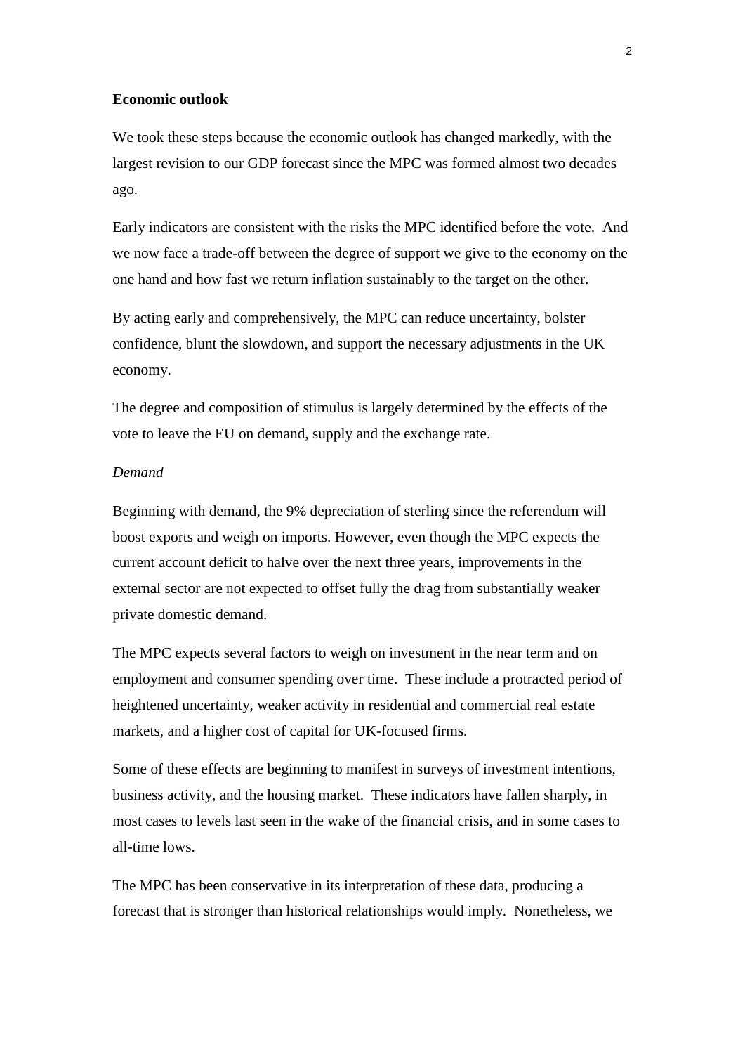**Economic outlook**

We took these steps because the economic outlook has changed markedly, with the largest revision to our GDP forecast since the MPC was formed almost two decades ago.

Early indicators are consistent with the risks the MPC identified before the vote. And we now face a trade-off between the degree of support we give to the economy on the one hand and how fast we return inflation sustainably to the target on the other.

By acting early and comprehensively, the MPC can reduce uncertainty, bolster confidence, blunt the slowdown, and support the necessary adjustments in the UK economy.

The degree and composition of stimulus is largely determined by the effects of the vote to leave the EU on demand, supply and the exchange rate.

*Demand*

Beginning with demand, the 9% depreciation of sterling since the referendum will boost exports and weigh on imports. However, even though the MPC expects the current account deficit to halve over the next three years, improvements in the external sector are not expected to offset fully the drag from substantially weaker private domestic demand.

The MPC expects several factors to weigh on investment in the near term and on employment and consumer spending over time. These include a protracted period of heightened uncertainty, weaker activity in residential and commercial real estate markets, and a higher cost of capital for UK-focused firms.

Some of these effects are beginning to manifest in surveys of investment intentions, business activity, and the housing market. These indicators have fallen sharply, in most cases to levels last seen in the wake of the financial crisis, and in some cases to all-time lows.

The MPC has been conservative in its interpretation of these data, producing a forecast that is stronger than historical relationships would imply. Nonetheless, we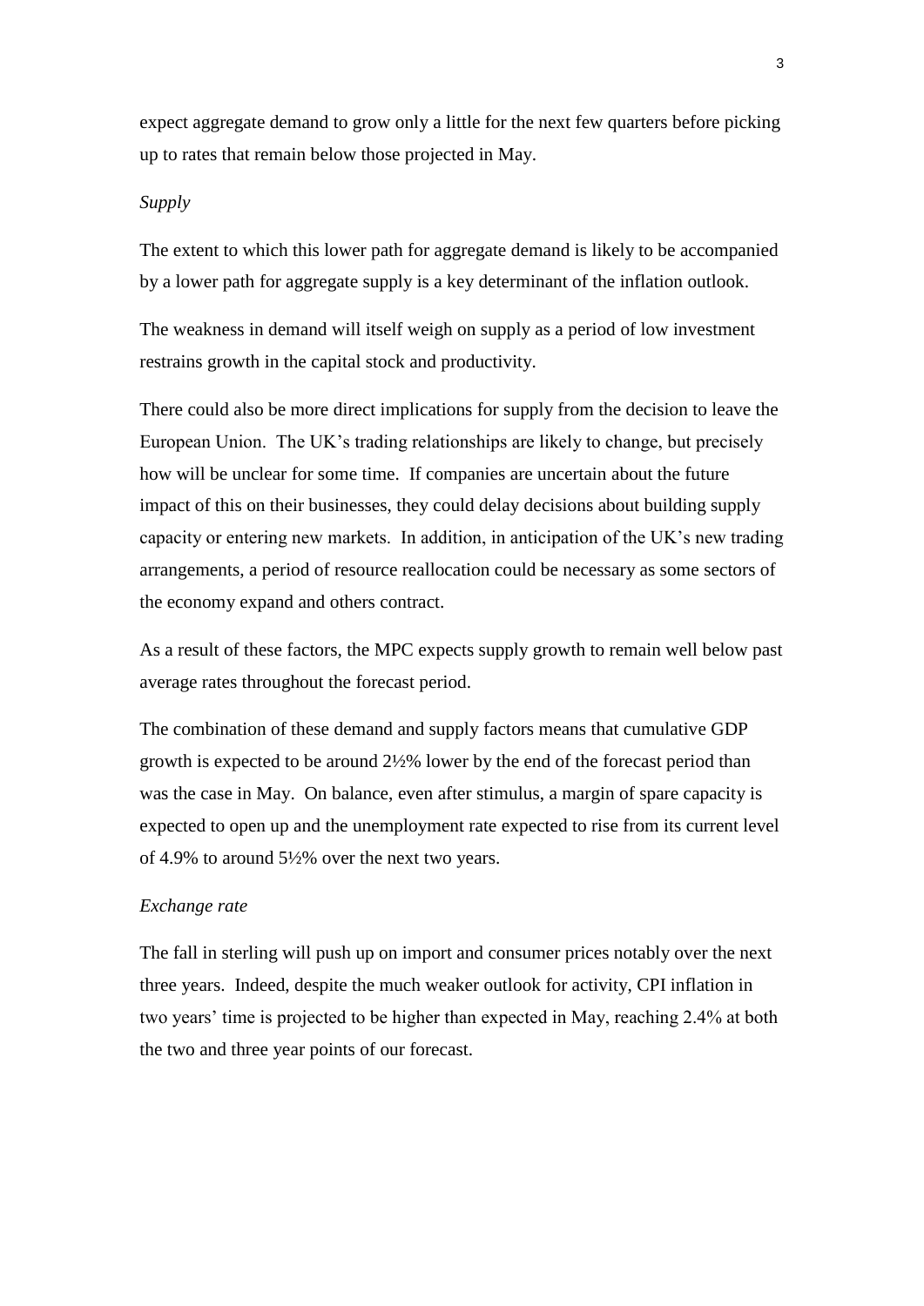expect aggregate demand to grow only a little for the next few quarters before picking up to rates that remain below those projected in May.

*Supply*

The extent to which this lower path for aggregate demand is likely to be accompanied by a lower path for aggregate supply is a key determinant of the inflation outlook.

The weakness in demand will itself weigh on supply as a period of low investment restrains growth in the capital stock and productivity.

There could also be more direct implications for supply from the decision to leave the European Union. The UK's trading relationships are likely to change, but precisely how will be unclear for some time. If companies are uncertain about the future impact of this on their businesses, they could delay decisions about building supply capacity or entering new markets. In addition, in anticipation of the UK's new trading arrangements, a period of resource reallocation could be necessary as some sectors of the economy expand and others contract.

As a result of these factors, the MPC expects supply growth to remain well below past average rates throughout the forecast period.

The combination of these demand and supply factors means that cumulative GDP growth is expected to be around 2½% lower by the end of the forecast period than was the case in May. On balance, even after stimulus, a margin of spare capacity is expected to open up and the unemployment rate expected to rise from its current level of 4.9% to around 5½% over the next two years.

*Exchange rate*

The fall in sterling will push up on import and consumer prices notably over the next three years. Indeed, despite the much weaker outlook for activity, CPI inflation in two years' time is projected to be higher than expected in May, reaching 2.4% at both the two and three year points of our forecast.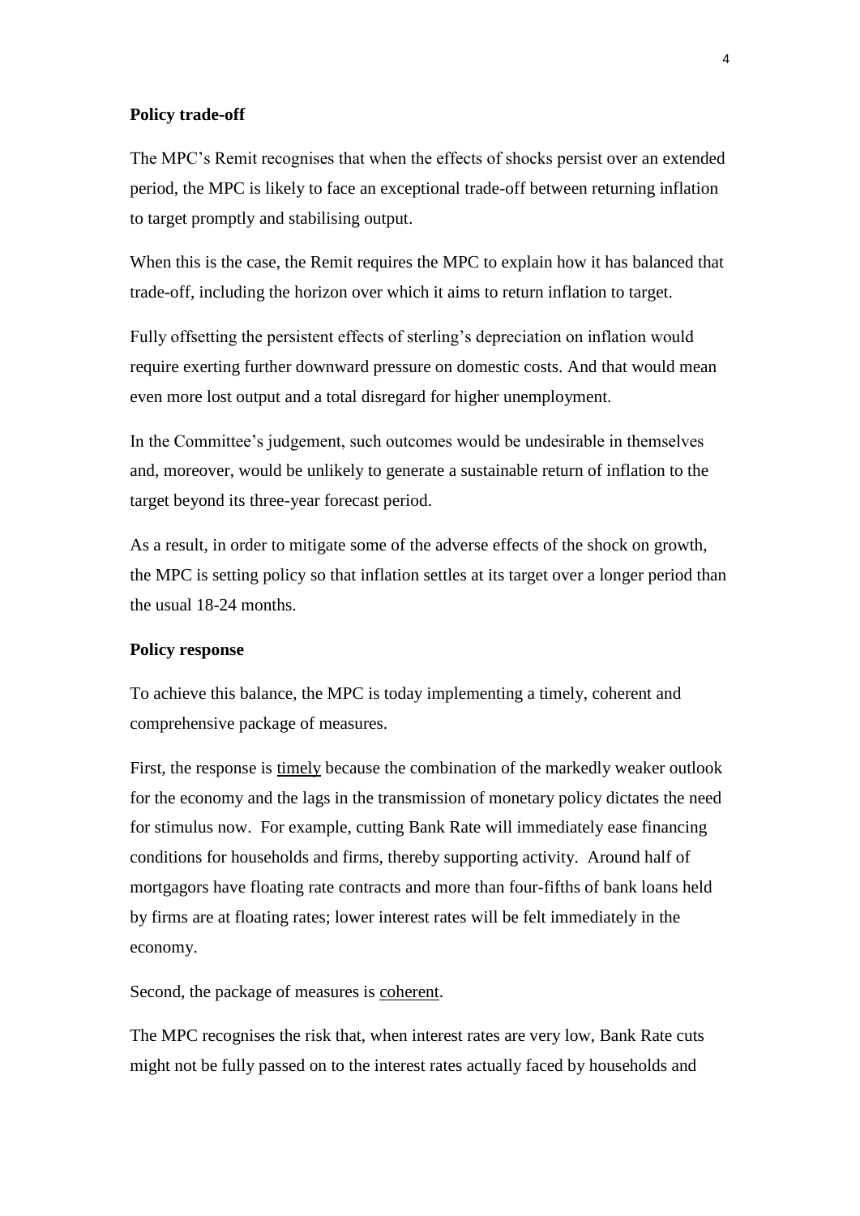**Policy trade-off**

The MPC's Remit recognises that when the effects of shocks persist over an extended period, the MPC is likely to face an exceptional trade-off between returning inflation to target promptly and stabilising output.

When this is the case, the Remit requires the MPC to explain how it has balanced that trade-off, including the horizon over which it aims to return inflation to target.

Fully offsetting the persistent effects of sterling's depreciation on inflation would require exerting further downward pressure on domestic costs. And that would mean even more lost output and a total disregard for higher unemployment.

In the Committee's judgement, such outcomes would be undesirable in themselves and, moreover, would be unlikely to generate a sustainable return of inflation to the target beyond its three-year forecast period.

As a result, in order to mitigate some of the adverse effects of the shock on growth, the MPC is setting policy so that inflation settles at its target over a longer period than the usual 18-24 months.

**Policy response**

To achieve this balance, the MPC is today implementing a timely, coherent and comprehensive package of measures.

First, the response is <u>timely</u> because the combination of the markedly weaker outlook for the economy and the lags in the transmission of monetary policy dictates the need for stimulus now. For example, cutting Bank Rate will immediately ease financing conditions for households and firms, thereby supporting activity. Around half of mortgagors have floating rate contracts and more than four-fifths of bank loans held by firms are at floating rates; lower interest rates will be felt immediately in the economy.

Second, the package of measures is <u>coherent</u>.

The MPC recognises the risk that, when interest rates are very low, Bank Rate cuts might not be fully passed on to the interest rates actually faced by households and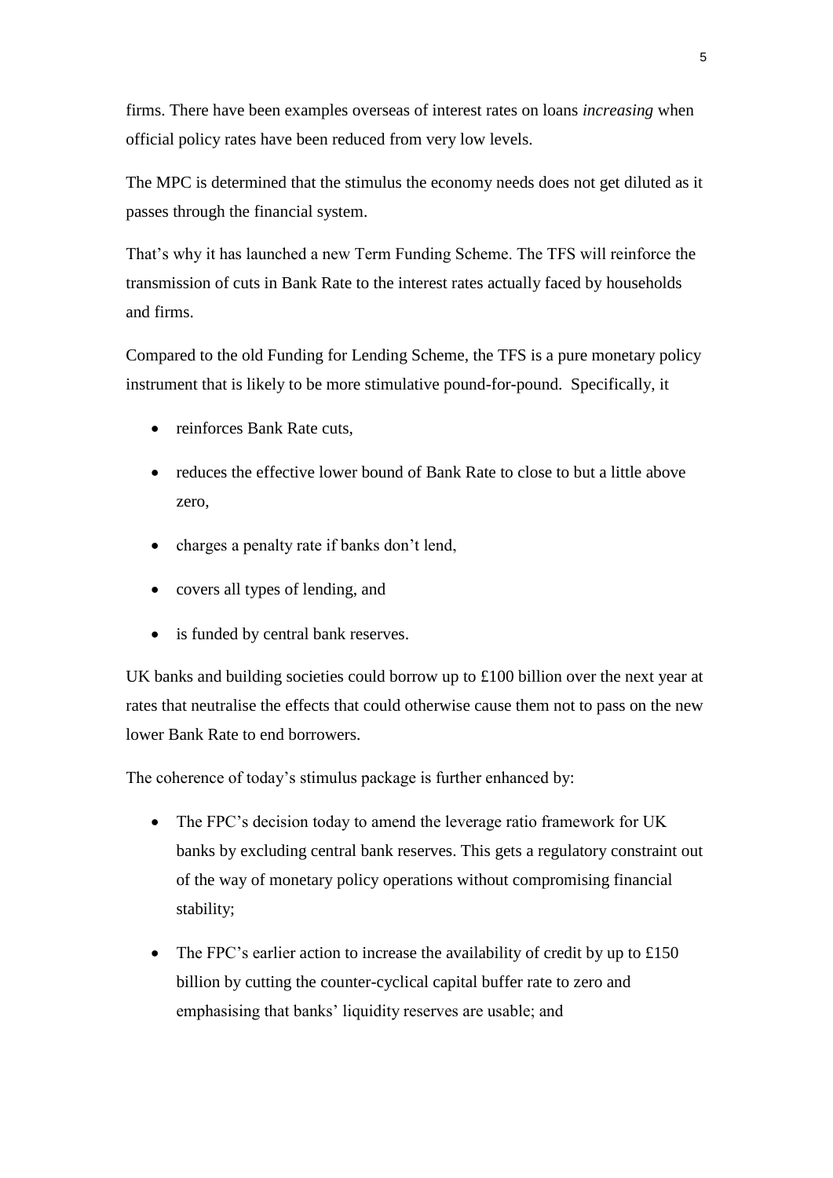firms. There have been examples overseas of interest rates on loans *increasing* when official policy rates have been reduced from very low levels.

The MPC is determined that the stimulus the economy needs does not get diluted as it passes through the financial system.

That's why it has launched a new Term Funding Scheme. The TFS will reinforce the transmission of cuts in Bank Rate to the interest rates actually faced by households and firms.

Compared to the old Funding for Lending Scheme, the TFS is a pure monetary policy instrument that is likely to be more stimulative pound-for-pound. Specifically, it

- reinforces Bank Rate cuts,
- reduces the effective lower bound of Bank Rate to close to but a little above zero,
- charges a penalty rate if banks don't lend,
- covers all types of lending, and
- is funded by central bank reserves.

UK banks and building societies could borrow up to £100 billion over the next year at rates that neutralise the effects that could otherwise cause them not to pass on the new lower Bank Rate to end borrowers.

The coherence of today's stimulus package is further enhanced by:

- The FPC's decision today to amend the leverage ratio framework for UK banks by excluding central bank reserves. This gets a regulatory constraint out of the way of monetary policy operations without compromising financial stability;
- The FPC's earlier action to increase the availability of credit by up to £150 billion by cutting the counter-cyclical capital buffer rate to zero and emphasising that banks' liquidity reserves are usable; and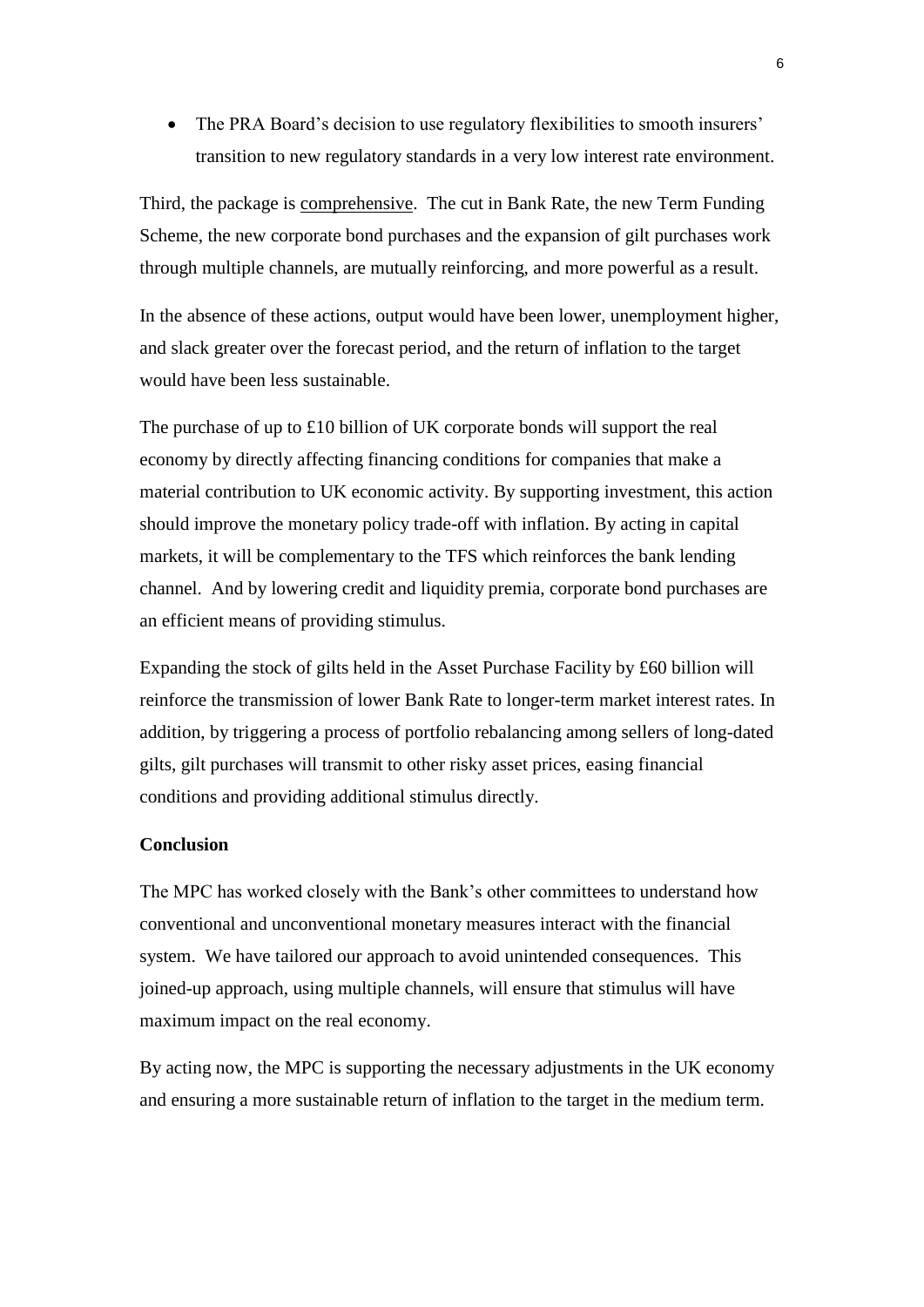- The PRA Board's decision to use regulatory flexibilities to smooth insurers' transition to new regulatory standards in a very low interest rate environment.

Third, the package is comprehensive. The cut in Bank Rate, the new Term Funding Scheme, the new corporate bond purchases and the expansion of gilt purchases work through multiple channels, are mutually reinforcing, and more powerful as a result.

In the absence of these actions, output would have been lower, unemployment higher, and slack greater over the forecast period, and the return of inflation to the target would have been less sustainable.

The purchase of up to £10 billion of UK corporate bonds will support the real economy by directly affecting financing conditions for companies that make a material contribution to UK economic activity. By supporting investment, this action should improve the monetary policy trade-off with inflation. By acting in capital markets, it will be complementary to the TFS which reinforces the bank lending channel. And by lowering credit and liquidity premia, corporate bond purchases are an efficient means of providing stimulus.

Expanding the stock of gilts held in the Asset Purchase Facility by £60 billion will reinforce the transmission of lower Bank Rate to longer-term market interest rates. In addition, by triggering a process of portfolio rebalancing among sellers of long-dated gilts, gilt purchases will transmit to other risky asset prices, easing financial conditions and providing additional stimulus directly.

**Conclusion**

The MPC has worked closely with the Bank's other committees to understand how conventional and unconventional monetary measures interact with the financial system. We have tailored our approach to avoid unintended consequences. This joined-up approach, using multiple channels, will ensure that stimulus will have maximum impact on the real economy.

By acting now, the MPC is supporting the necessary adjustments in the UK economy and ensuring a more sustainable return of inflation to the target in the medium term.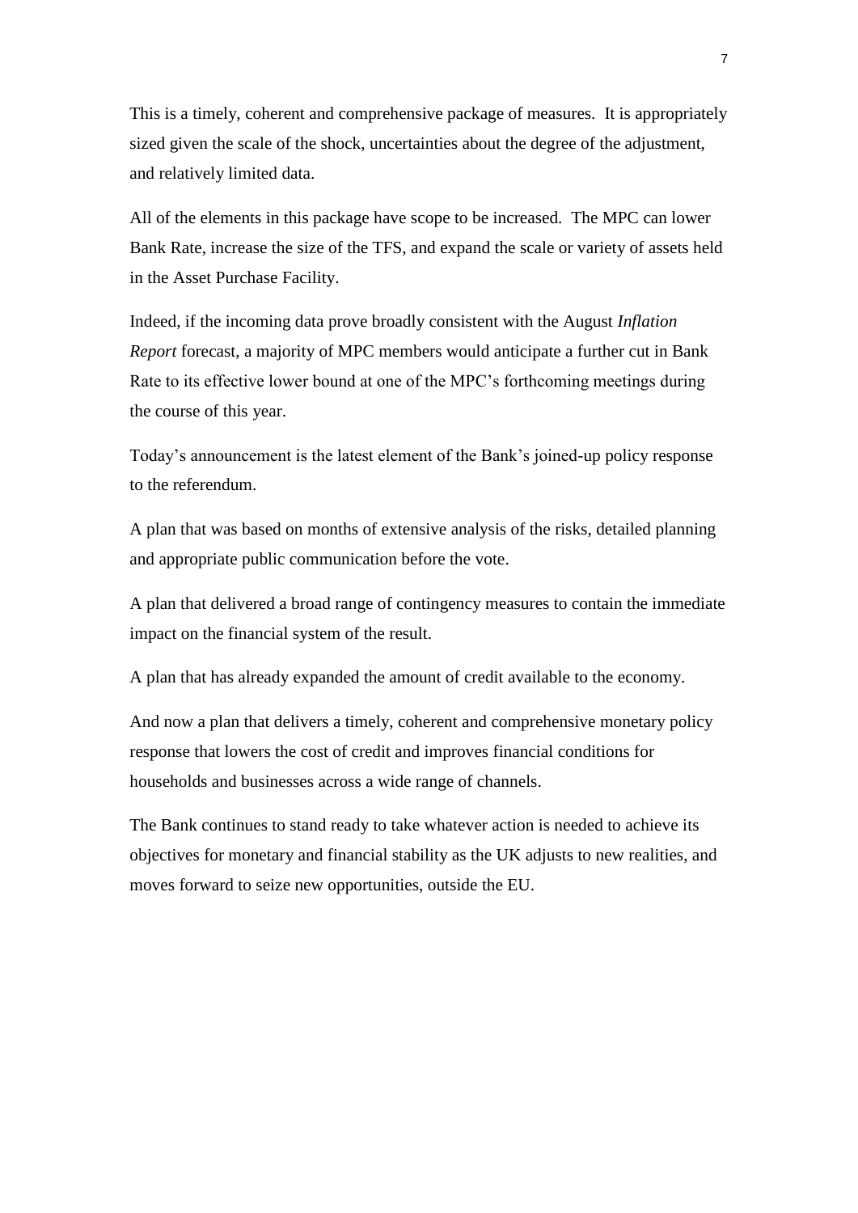This is a timely, coherent and comprehensive package of measures. It is appropriately sized given the scale of the shock, uncertainties about the degree of the adjustment, and relatively limited data.

All of the elements in this package have scope to be increased. The MPC can lower Bank Rate, increase the size of the TFS, and expand the scale or variety of assets held in the Asset Purchase Facility.

Indeed, if the incoming data prove broadly consistent with the August *Inflation Report* forecast, a majority of MPC members would anticipate a further cut in Bank Rate to its effective lower bound at one of the MPC's forthcoming meetings during the course of this year.

Today's announcement is the latest element of the Bank's joined-up policy response to the referendum.

A plan that was based on months of extensive analysis of the risks, detailed planning and appropriate public communication before the vote.

A plan that delivered a broad range of contingency measures to contain the immediate impact on the financial system of the result.

A plan that has already expanded the amount of credit available to the economy.

And now a plan that delivers a timely, coherent and comprehensive monetary policy response that lowers the cost of credit and improves financial conditions for households and businesses across a wide range of channels.

The Bank continues to stand ready to take whatever action is needed to achieve its objectives for monetary and financial stability as the UK adjusts to new realities, and moves forward to seize new opportunities, outside the EU.